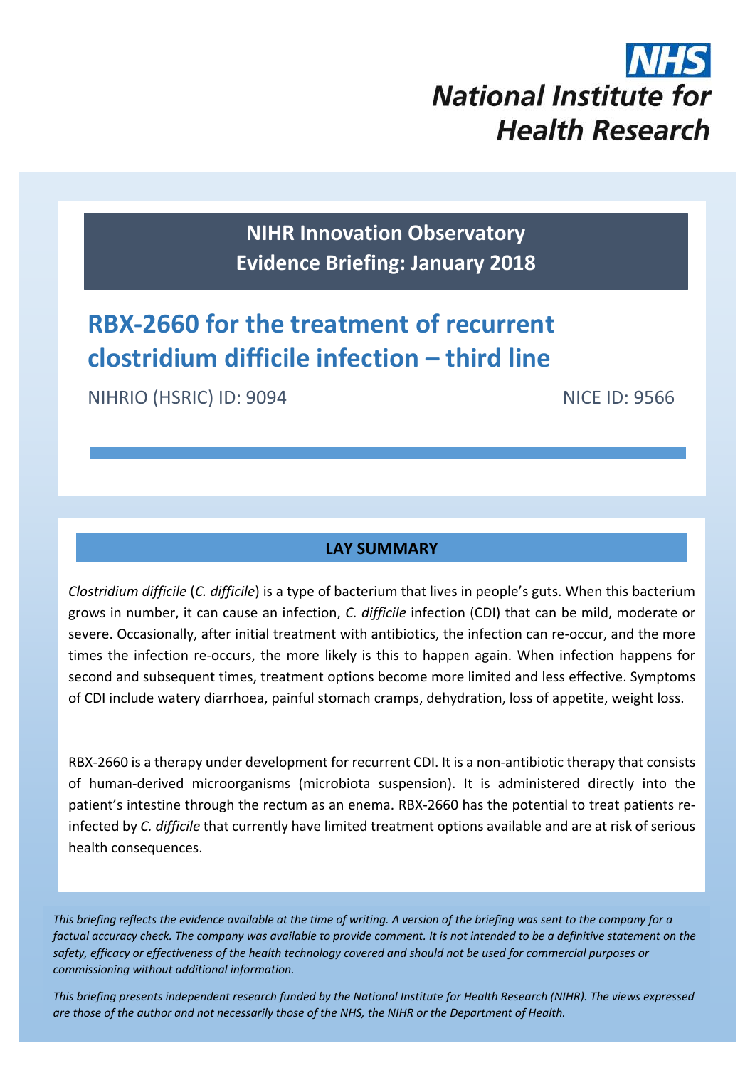NHS
National Institute for Health Research

**NIHR Innovation Observatory**
**Evidence Briefing: January 2018**

# RBX-2660 for the treatment of recurrent clostridium difficile infection – third line

NIHRIO (HSRIC) ID: 9094 NICE ID: 9566

## LAY SUMMARY

*Clostridium difficile* (*C. difficile*) is a type of bacterium that lives in people's guts. When this bacterium grows in number, it can cause an infection, *C. difficile* infection (CDI) that can be mild, moderate or severe. Occasionally, after initial treatment with antibiotics, the infection can re-occur, and the more times the infection re-occurs, the more likely is this to happen again. When infection happens for second and subsequent times, treatment options become more limited and less effective. Symptoms of CDI include watery diarrhoea, painful stomach cramps, dehydration, loss of appetite, weight loss.

RBX-2660 is a therapy under development for recurrent CDI. It is a non-antibiotic therapy that consists of human-derived microorganisms (microbiota suspension). It is administered directly into the patient's intestine through the rectum as an enema. RBX-2660 has the potential to treat patients re-infected by *C. difficile* that currently have limited treatment options available and are at risk of serious health consequences.

*This briefing reflects the evidence available at the time of writing. A version of the briefing was sent to the company for a factual accuracy check. The company was available to provide comment. It is not intended to be a definitive statement on the safety, efficacy or effectiveness of the health technology covered and should not be used for commercial purposes or commissioning without additional information.*

*This briefing presents independent research funded by the National Institute for Health Research (NIHR). The views expressed are those of the author and not necessarily those of the NHS, the NIHR or the Department of Health.*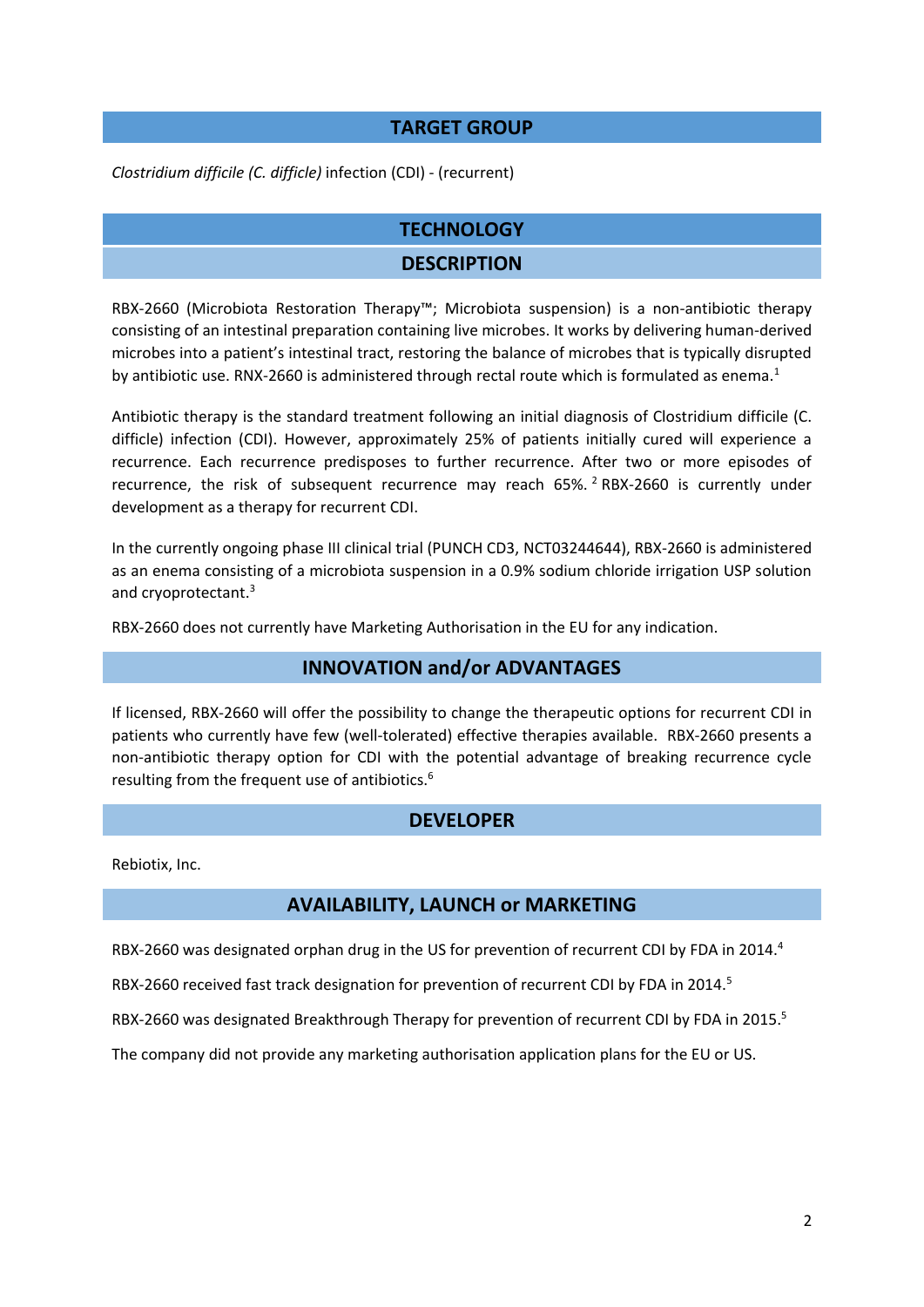## TARGET GROUP

*Clostridium difficile (C. difficile)* infection (CDI) - (recurrent)

## TECHNOLOGY

### DESCRIPTION

RBX-2660 (Microbiota Restoration Therapy™; Microbiota suspension) is a non-antibiotic therapy consisting of an intestinal preparation containing live microbes. It works by delivering human-derived microbes into a patient's intestinal tract, restoring the balance of microbes that is typically disrupted by antibiotic use. RNX-2660 is administered through rectal route which is formulated as enema.[1]

Antibiotic therapy is the standard treatment following an initial diagnosis of Clostridium difficile (C. difficile) infection (CDI). However, approximately 25% of patients initially cured will experience a recurrence. Each recurrence predisposes to further recurrence. After two or more episodes of recurrence, the risk of subsequent recurrence may reach 65%. [2] RBX-2660 is currently under development as a therapy for recurrent CDI.

In the currently ongoing phase III clinical trial (PUNCH CD3, NCT03244644), RBX-2660 is administered as an enema consisting of a microbiota suspension in a 0.9% sodium chloride irrigation USP solution and cryoprotectant.[3]

RBX-2660 does not currently have Marketing Authorisation in the EU for any indication.

### INNOVATION and/or ADVANTAGES

If licensed, RBX-2660 will offer the possibility to change the therapeutic options for recurrent CDI in patients who currently have few (well-tolerated) effective therapies available. RBX-2660 presents a non-antibiotic therapy option for CDI with the potential advantage of breaking recurrence cycle resulting from the frequent use of antibiotics.[6]

### DEVELOPER

Rebiotix, Inc.

### AVAILABILITY, LAUNCH or MARKETING

RBX-2660 was designated orphan drug in the US for prevention of recurrent CDI by FDA in 2014.[4]

RBX-2660 received fast track designation for prevention of recurrent CDI by FDA in 2014.[5]

RBX-2660 was designated Breakthrough Therapy for prevention of recurrent CDI by FDA in 2015.[5]

The company did not provide any marketing authorisation application plans for the EU or US.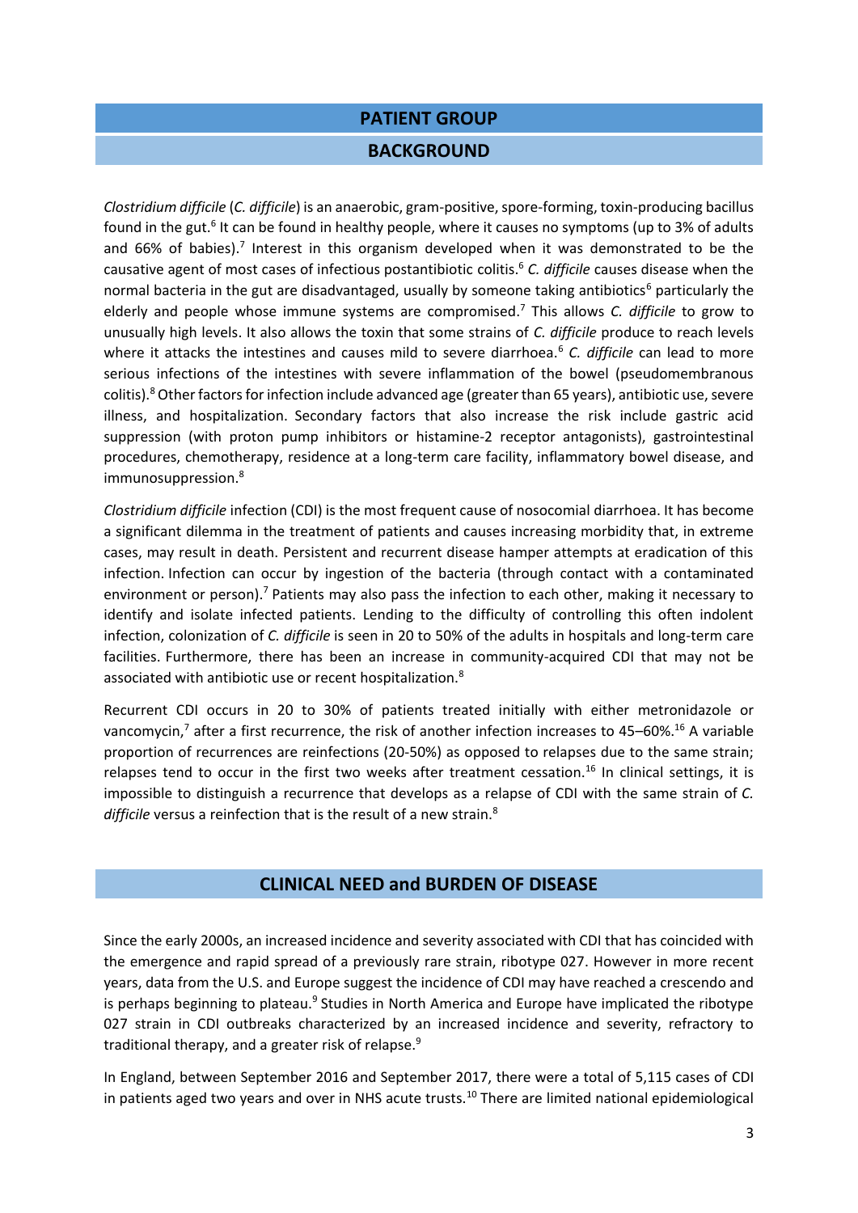## PATIENT GROUP

### BACKGROUND

*Clostridium difficile* (*C. difficile*) is an anaerobic, gram-positive, spore-forming, toxin-producing bacillus found in the gut.[6] It can be found in healthy people, where it causes no symptoms (up to 3% of adults and 66% of babies).[7] Interest in this organism developed when it was demonstrated to be the causative agent of most cases of infectious postantibiotic colitis.[6] *C. difficile* causes disease when the normal bacteria in the gut are disadvantaged, usually by someone taking antibiotics[6] particularly the elderly and people whose immune systems are compromised.[7] This allows *C. difficile* to grow to unusually high levels. It also allows the toxin that some strains of *C. difficile* produce to reach levels where it attacks the intestines and causes mild to severe diarrhoea.[6] *C. difficile* can lead to more serious infections of the intestines with severe inflammation of the bowel (pseudomembranous colitis).[8] Other factors for infection include advanced age (greater than 65 years), antibiotic use, severe illness, and hospitalization. Secondary factors that also increase the risk include gastric acid suppression (with proton pump inhibitors or histamine-2 receptor antagonists), gastrointestinal procedures, chemotherapy, residence at a long-term care facility, inflammatory bowel disease, and immunosuppression.[8]

*Clostridium difficile* infection (CDI) is the most frequent cause of nosocomial diarrhoea. It has become a significant dilemma in the treatment of patients and causes increasing morbidity that, in extreme cases, may result in death. Persistent and recurrent disease hamper attempts at eradication of this infection. Infection can occur by ingestion of the bacteria (through contact with a contaminated environment or person).[7] Patients may also pass the infection to each other, making it necessary to identify and isolate infected patients. Lending to the difficulty of controlling this often indolent infection, colonization of *C. difficile* is seen in 20 to 50% of the adults in hospitals and long-term care facilities. Furthermore, there has been an increase in community-acquired CDI that may not be associated with antibiotic use or recent hospitalization.[8]

Recurrent CDI occurs in 20 to 30% of patients treated initially with either metronidazole or vancomycin,[7] after a first recurrence, the risk of another infection increases to 45–60%.[16] A variable proportion of recurrences are reinfections (20-50%) as opposed to relapses due to the same strain; relapses tend to occur in the first two weeks after treatment cessation.[16] In clinical settings, it is impossible to distinguish a recurrence that develops as a relapse of CDI with the same strain of *C. difficile* versus a reinfection that is the result of a new strain.[8]

### CLINICAL NEED and BURDEN OF DISEASE

Since the early 2000s, an increased incidence and severity associated with CDI that has coincided with the emergence and rapid spread of a previously rare strain, ribotype 027. However in more recent years, data from the U.S. and Europe suggest the incidence of CDI may have reached a crescendo and is perhaps beginning to plateau.[9] Studies in North America and Europe have implicated the ribotype 027 strain in CDI outbreaks characterized by an increased incidence and severity, refractory to traditional therapy, and a greater risk of relapse.[9]

In England, between September 2016 and September 2017, there were a total of 5,115 cases of CDI in patients aged two years and over in NHS acute trusts.[10] There are limited national epidemiological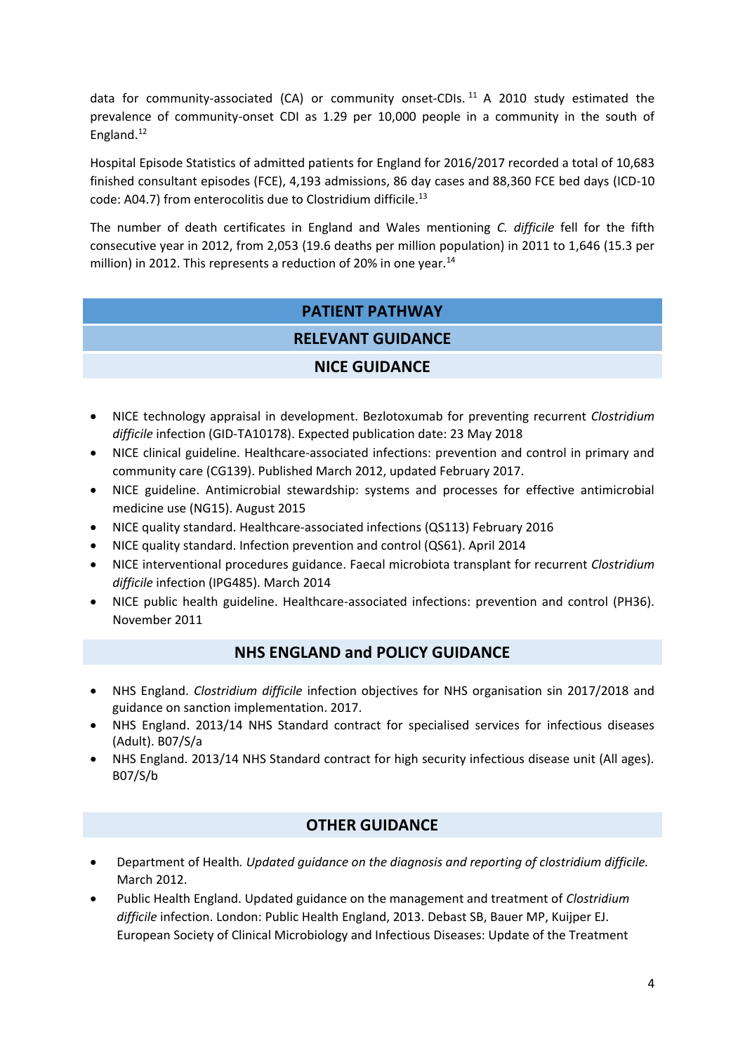data for community-associated (CA) or community onset-CDIs.[11] A 2010 study estimated the prevalence of community-onset CDI as 1.29 per 10,000 people in a community in the south of England.[12]

Hospital Episode Statistics of admitted patients for England for 2016/2017 recorded a total of 10,683 finished consultant episodes (FCE), 4,193 admissions, 86 day cases and 88,360 FCE bed days (ICD-10 code: A04.7) from enterocolitis due to Clostridium difficile.[13]

The number of death certificates in England and Wales mentioning *C. difficile* fell for the fifth consecutive year in 2012, from 2,053 (19.6 deaths per million population) in 2011 to 1,646 (15.3 per million) in 2012. This represents a reduction of 20% in one year.[14]

## PATIENT PATHWAY

## RELEVANT GUIDANCE

### NICE GUIDANCE

- NICE technology appraisal in development. Bezlotoxumab for preventing recurrent *Clostridium difficile* infection (GID-TA10178). Expected publication date: 23 May 2018
- NICE clinical guideline. Healthcare-associated infections: prevention and control in primary and community care (CG139). Published March 2012, updated February 2017.
- NICE guideline. Antimicrobial stewardship: systems and processes for effective antimicrobial medicine use (NG15). August 2015
- NICE quality standard. Healthcare-associated infections (QS113) February 2016
- NICE quality standard. Infection prevention and control (QS61). April 2014
- NICE interventional procedures guidance. Faecal microbiota transplant for recurrent *Clostridium difficile* infection (IPG485). March 2014
- NICE public health guideline. Healthcare-associated infections: prevention and control (PH36). November 2011

### NHS ENGLAND and POLICY GUIDANCE

- NHS England. *Clostridium difficile* infection objectives for NHS organisation sin 2017/2018 and guidance on sanction implementation. 2017.
- NHS England. 2013/14 NHS Standard contract for specialised services for infectious diseases (Adult). B07/S/a
- NHS England. 2013/14 NHS Standard contract for high security infectious disease unit (All ages). B07/S/b

### OTHER GUIDANCE

- Department of Health. *Updated guidance on the diagnosis and reporting of clostridium difficile.* March 2012.
- Public Health England. Updated guidance on the management and treatment of *Clostridium difficile* infection. London: Public Health England, 2013. Debast SB, Bauer MP, Kuijper EJ. European Society of Clinical Microbiology and Infectious Diseases: Update of the Treatment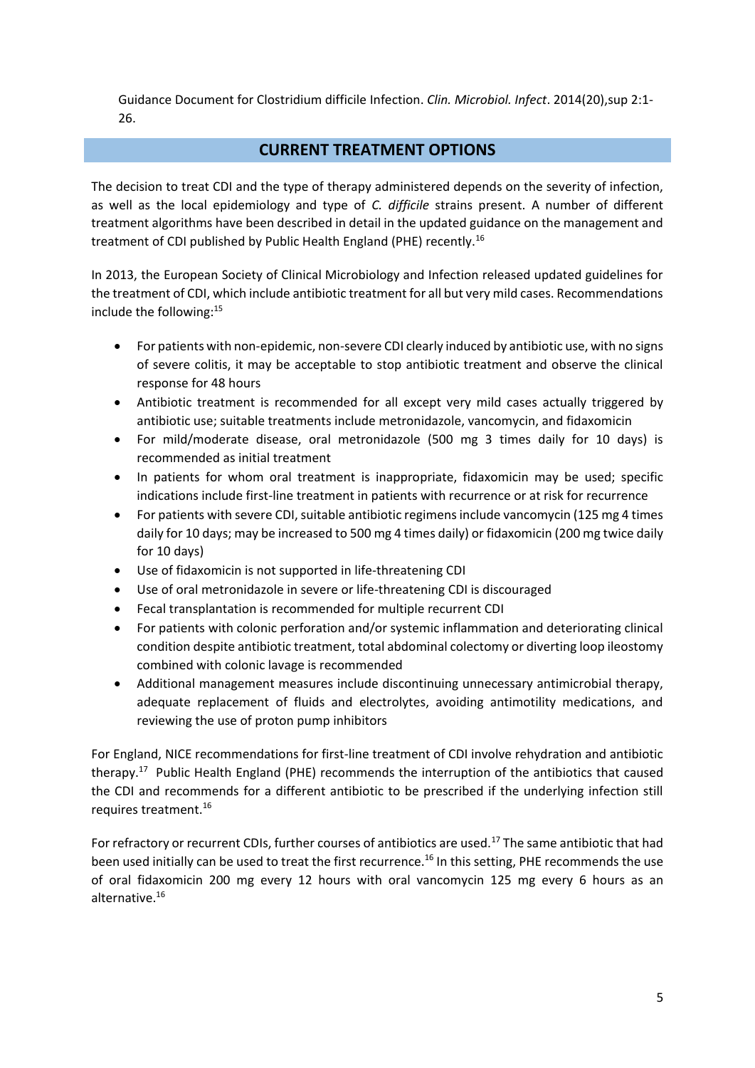Guidance Document for Clostridium difficile Infection. *Clin. Microbiol. Infect*. 2014(20),sup 2:1-26.

## CURRENT TREATMENT OPTIONS

The decision to treat CDI and the type of therapy administered depends on the severity of infection, as well as the local epidemiology and type of *C. difficile* strains present. A number of different treatment algorithms have been described in detail in the updated guidance on the management and treatment of CDI published by Public Health England (PHE) recently.[16]

In 2013, the European Society of Clinical Microbiology and Infection released updated guidelines for the treatment of CDI, which include antibiotic treatment for all but very mild cases. Recommendations include the following:[15]

- For patients with non-epidemic, non-severe CDI clearly induced by antibiotic use, with no signs of severe colitis, it may be acceptable to stop antibiotic treatment and observe the clinical response for 48 hours
- Antibiotic treatment is recommended for all except very mild cases actually triggered by antibiotic use; suitable treatments include metronidazole, vancomycin, and fidaxomicin
- For mild/moderate disease, oral metronidazole (500 mg 3 times daily for 10 days) is recommended as initial treatment
- In patients for whom oral treatment is inappropriate, fidaxomicin may be used; specific indications include first-line treatment in patients with recurrence or at risk for recurrence
- For patients with severe CDI, suitable antibiotic regimens include vancomycin (125 mg 4 times daily for 10 days; may be increased to 500 mg 4 times daily) or fidaxomicin (200 mg twice daily for 10 days)
- Use of fidaxomicin is not supported in life-threatening CDI
- Use of oral metronidazole in severe or life-threatening CDI is discouraged
- Fecal transplantation is recommended for multiple recurrent CDI
- For patients with colonic perforation and/or systemic inflammation and deteriorating clinical condition despite antibiotic treatment, total abdominal colectomy or diverting loop ileostomy combined with colonic lavage is recommended
- Additional management measures include discontinuing unnecessary antimicrobial therapy, adequate replacement of fluids and electrolytes, avoiding antimotility medications, and reviewing the use of proton pump inhibitors

For England, NICE recommendations for first-line treatment of CDI involve rehydration and antibiotic therapy.[17] Public Health England (PHE) recommends the interruption of the antibiotics that caused the CDI and recommends for a different antibiotic to be prescribed if the underlying infection still requires treatment.[16]

For refractory or recurrent CDIs, further courses of antibiotics are used.[17] The same antibiotic that had been used initially can be used to treat the first recurrence.[16] In this setting, PHE recommends the use of oral fidaxomicin 200 mg every 12 hours with oral vancomycin 125 mg every 6 hours as an alternative.[16]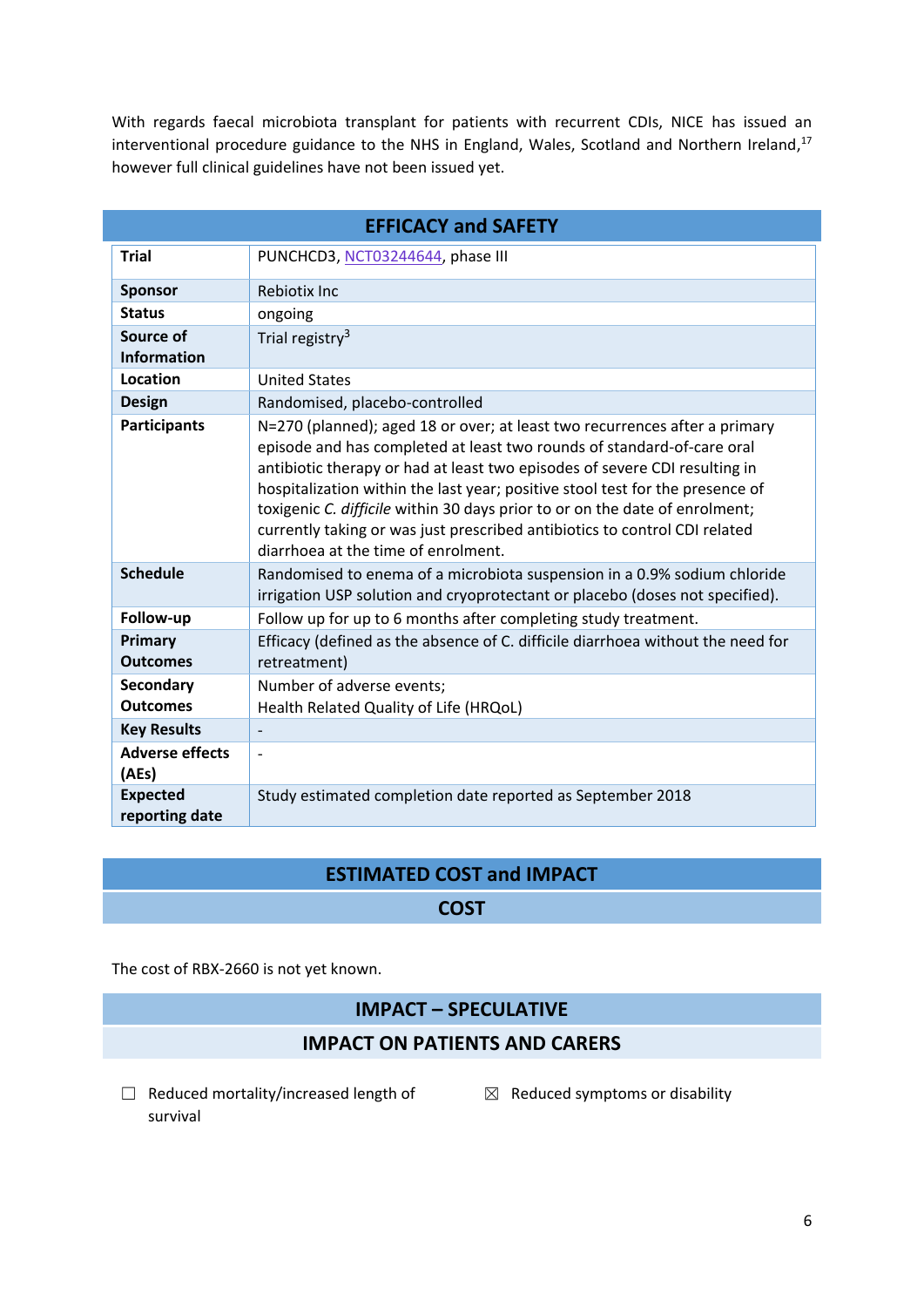With regards faecal microbiota transplant for patients with recurrent CDIs, NICE has issued an interventional procedure guidance to the NHS in England, Wales, Scotland and Northern Ireland,[17] however full clinical guidelines have not been issued yet.

## EFFICACY and SAFETY

| | |
|---|---|
| **Trial** | PUNCHCD3, NCT03244644, phase III |
| **Sponsor** | Rebiotix Inc |
| **Status** | ongoing |
| **Source of Information** | Trial registry[3] |
| **Location** | United States |
| **Design** | Randomised, placebo-controlled |
| **Participants** | N=270 (planned); aged 18 or over; at least two recurrences after a primary episode and has completed at least two rounds of standard-of-care oral antibiotic therapy or had at least two episodes of severe CDI resulting in hospitalization within the last year; positive stool test for the presence of toxigenic *C. difficile* within 30 days prior to or on the date of enrolment; currently taking or was just prescribed antibiotics to control CDI related diarrhoea at the time of enrolment. |
| **Schedule** | Randomised to enema of a microbiota suspension in a 0.9% sodium chloride irrigation USP solution and cryoprotectant or placebo (doses not specified). |
| **Follow-up** | Follow up for up to 6 months after completing study treatment. |
| **Primary Outcomes** | Efficacy (defined as the absence of C. difficile diarrhoea without the need for retreatment) |
| **Secondary Outcomes** | Number of adverse events;<br>Health Related Quality of Life (HRQoL) |
| **Key Results** | - |
| **Adverse effects (AEs)** | - |
| **Expected reporting date** | Study estimated completion date reported as September 2018 |

## ESTIMATED COST and IMPACT

### COST

The cost of RBX-2660 is not yet known.

### IMPACT – SPECULATIVE

### IMPACT ON PATIENTS AND CARERS

☐ Reduced mortality/increased length of survival

☒ Reduced symptoms or disability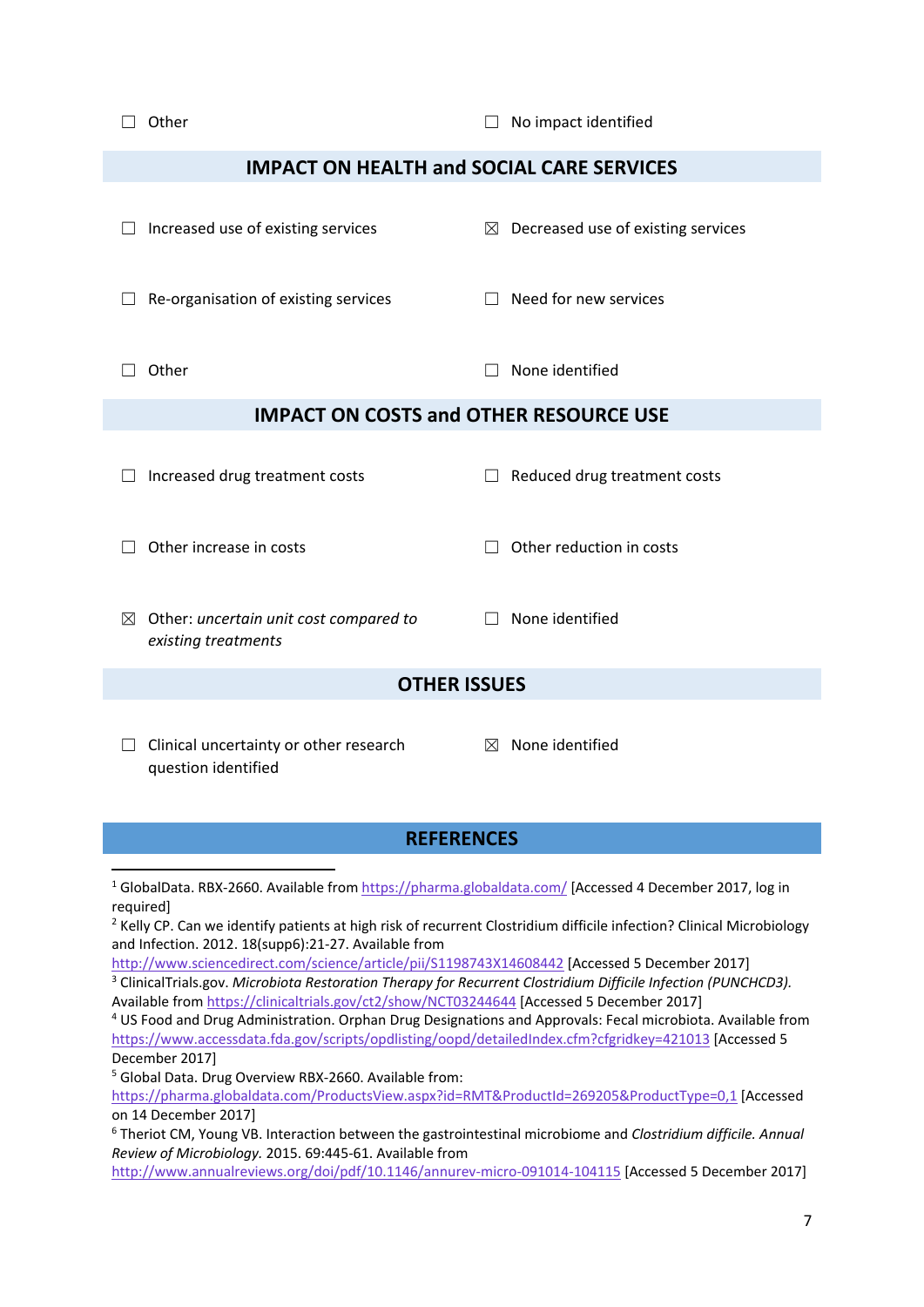☐ Other ☐ No impact identified

## IMPACT ON HEALTH and SOCIAL CARE SERVICES

☐ Increased use of existing services

☒ Decreased use of existing services

☐ Re-organisation of existing services

☐ Need for new services

☐ Other

☐ None identified

## IMPACT ON COSTS and OTHER RESOURCE USE

☐ Increased drug treatment costs

☐ Reduced drug treatment costs

☐ Other increase in costs

☐ Other reduction in costs

☒ Other: *uncertain unit cost compared to existing treatments*

☐ None identified

## OTHER ISSUES

☐ Clinical uncertainty or other research question identified

☒ None identified

## REFERENCES

[1] GlobalData. RBX-2660. Available from https://pharma.globaldata.com/ [Accessed 4 December 2017, log in required]

[2] Kelly CP. Can we identify patients at high risk of recurrent Clostridium difficile infection? Clinical Microbiology and Infection. 2012. 18(supp6):21-27. Available from http://www.sciencedirect.com/science/article/pii/S1198743X14608442 [Accessed 5 December 2017]

[3] ClinicalTrials.gov. *Microbiota Restoration Therapy for Recurrent Clostridium Difficile Infection (PUNCHCD3).* Available from https://clinicaltrials.gov/ct2/show/NCT03244644 [Accessed 5 December 2017]

[4] US Food and Drug Administration. Orphan Drug Designations and Approvals: Fecal microbiota. Available from https://www.accessdata.fda.gov/scripts/opdlisting/oopd/detailedIndex.cfm?cfgridkey=421013 [Accessed 5 December 2017]

[5] Global Data. Drug Overview RBX-2660. Available from: https://pharma.globaldata.com/ProductsView.aspx?id=RMT&ProductId=269205&ProductType=0,1 [Accessed on 14 December 2017]

[6] Theriot CM, Young VB. Interaction between the gastrointestinal microbiome and *Clostridium difficile. Annual Review of Microbiology.* 2015. 69:445-61. Available from http://www.annualreviews.org/doi/pdf/10.1146/annurev-micro-091014-104115 [Accessed 5 December 2017]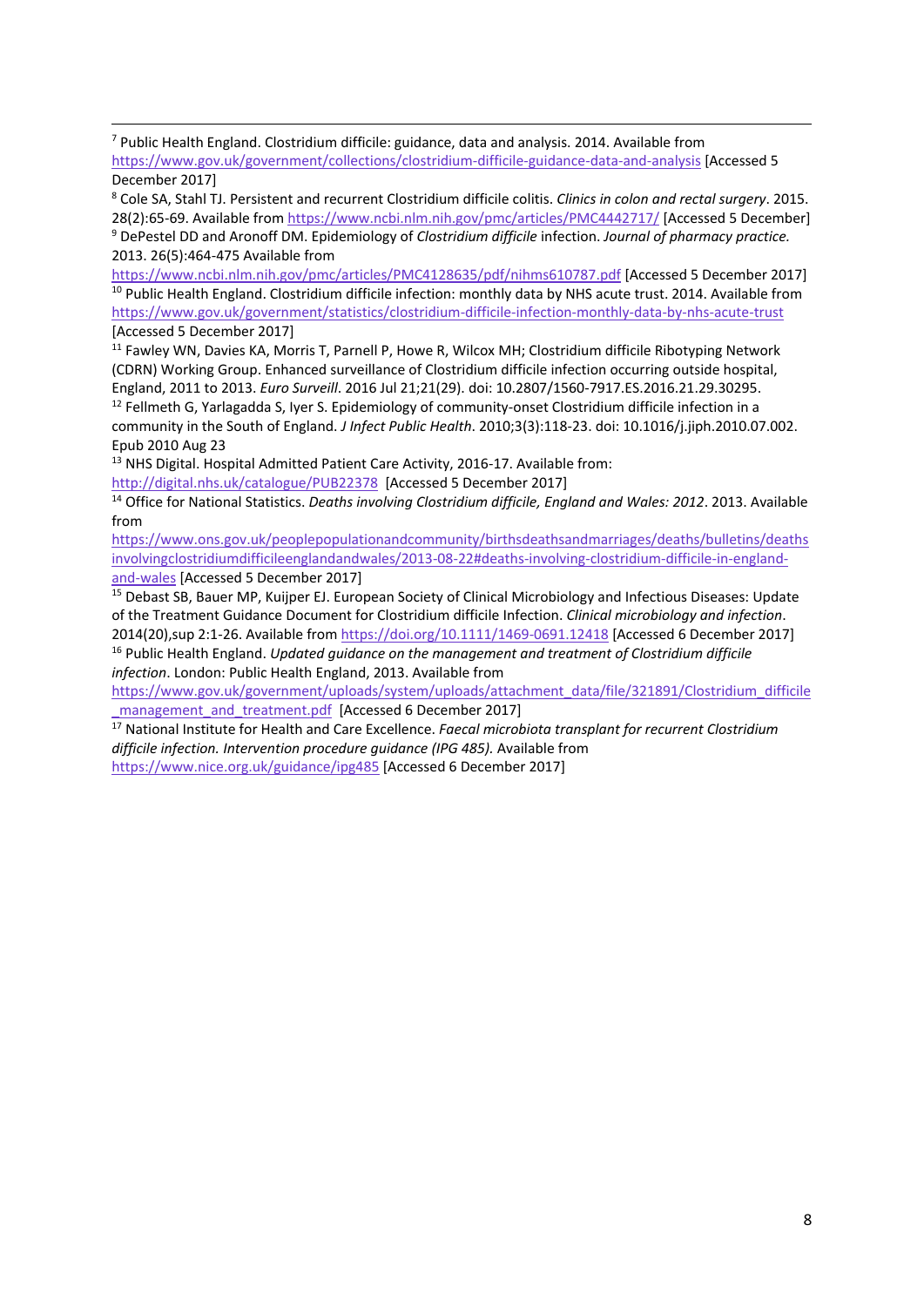[7] Public Health England. Clostridium difficile: guidance, data and analysis. 2014. Available from https://www.gov.uk/government/collections/clostridium-difficile-guidance-data-and-analysis [Accessed 5 December 2017]

[8] Cole SA, Stahl TJ. Persistent and recurrent Clostridium difficile colitis. *Clinics in colon and rectal surgery*. 2015. 28(2):65-69. Available from https://www.ncbi.nlm.nih.gov/pmc/articles/PMC4442717/ [Accessed 5 December]

[9] DePestel DD and Aronoff DM. Epidemiology of *Clostridium difficile* infection. *Journal of pharmacy practice.* 2013. 26(5):464-475 Available from https://www.ncbi.nlm.nih.gov/pmc/articles/PMC4128635/pdf/nihms610787.pdf [Accessed 5 December 2017]

[10] Public Health England. Clostridium difficile infection: monthly data by NHS acute trust. 2014. Available from https://www.gov.uk/government/statistics/clostridium-difficile-infection-monthly-data-by-nhs-acute-trust [Accessed 5 December 2017]

[11] Fawley WN, Davies KA, Morris T, Parnell P, Howe R, Wilcox MH; Clostridium difficile Ribotyping Network (CDRN) Working Group. Enhanced surveillance of Clostridium difficile infection occurring outside hospital, England, 2011 to 2013. *Euro Surveill*. 2016 Jul 21;21(29). doi: 10.2807/1560-7917.ES.2016.21.29.30295.

[12] Fellmeth G, Yarlagadda S, Iyer S. Epidemiology of community-onset Clostridium difficile infection in a community in the South of England. *J Infect Public Health*. 2010;3(3):118-23. doi: 10.1016/j.jiph.2010.07.002. Epub 2010 Aug 23

[13] NHS Digital. Hospital Admitted Patient Care Activity, 2016-17. Available from: http://digital.nhs.uk/catalogue/PUB22378 [Accessed 5 December 2017]

[14] Office for National Statistics. *Deaths involving Clostridium difficile, England and Wales: 2012*. 2013. Available from https://www.ons.gov.uk/peoplepopulationandcommunity/birthsdeathsandmarriages/deaths/bulletins/deathsinvolvingclostridiumdifficileenglandandwales/2013-08-22#deaths-involving-clostridium-difficile-in-england-and-wales [Accessed 5 December 2017]

[15] Debast SB, Bauer MP, Kuijper EJ. European Society of Clinical Microbiology and Infectious Diseases: Update of the Treatment Guidance Document for Clostridium difficile Infection. *Clinical microbiology and infection*. 2014(20),sup 2:1-26. Available from https://doi.org/10.1111/1469-0691.12418 [Accessed 6 December 2017]

[16] Public Health England. *Updated guidance on the management and treatment of Clostridium difficile infection*. London: Public Health England, 2013. Available from https://www.gov.uk/government/uploads/system/uploads/attachment_data/file/321891/Clostridium_difficile_management_and_treatment.pdf [Accessed 6 December 2017]

[17] National Institute for Health and Care Excellence. *Faecal microbiota transplant for recurrent Clostridium difficile infection. Intervention procedure guidance (IPG 485).* Available from https://www.nice.org.uk/guidance/ipg485 [Accessed 6 December 2017]